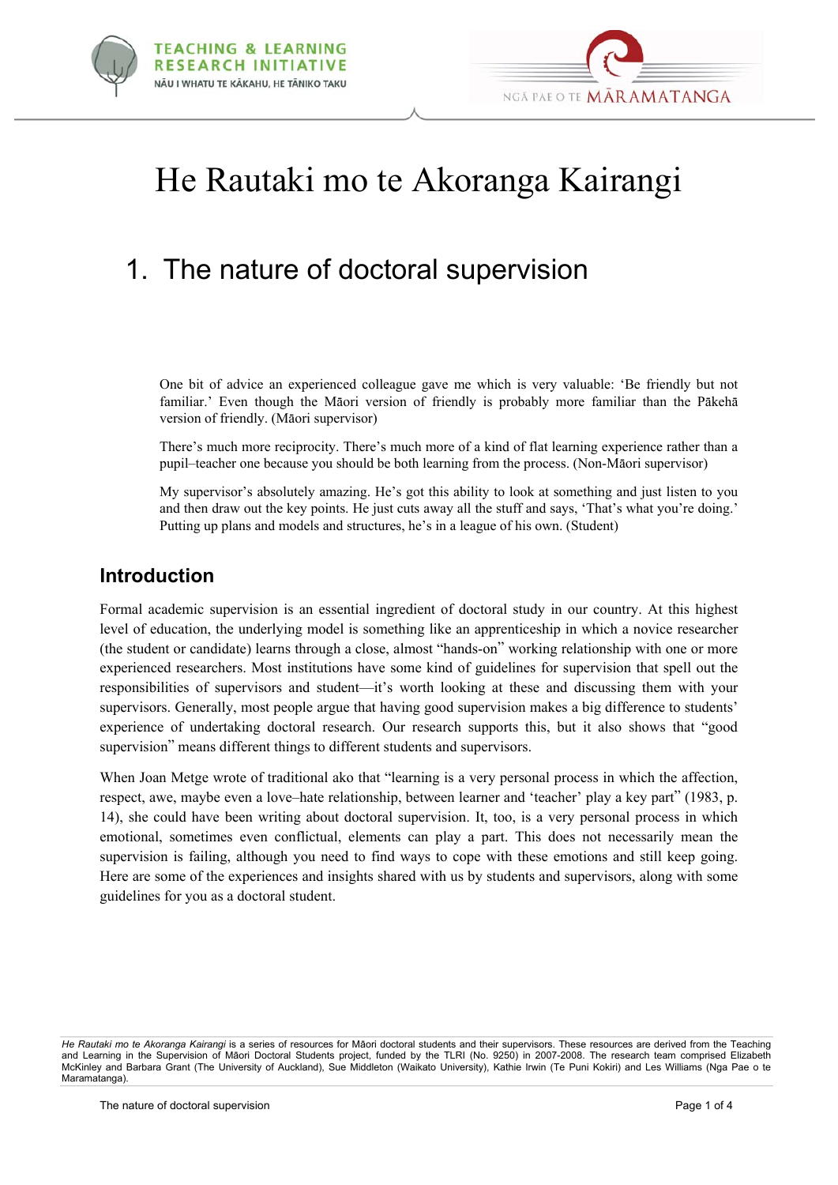# He Rautaki mo te Akoranga Kairangi

## 1. The nature of doctoral supervision

> One bit of advice an experienced colleague gave me which is very valuable: 'Be friendly but not familiar.' Even though the Māori version of friendly is probably more familiar than the Pākehā version of friendly. (Māori supervisor)

> There's much more reciprocity. There's much more of a kind of flat learning experience rather than a pupil–teacher one because you should be both learning from the process. (Non-Māori supervisor)

> My supervisor's absolutely amazing. He's got this ability to look at something and just listen to you and then draw out the key points. He just cuts away all the stuff and says, 'That's what you're doing.' Putting up plans and models and structures, he's in a league of his own. (Student)

### Introduction

Formal academic supervision is an essential ingredient of doctoral study in our country. At this highest level of education, the underlying model is something like an apprenticeship in which a novice researcher (the student or candidate) learns through a close, almost "hands-on" working relationship with one or more experienced researchers. Most institutions have some kind of guidelines for supervision that spell out the responsibilities of supervisors and student—it's worth looking at these and discussing them with your supervisors. Generally, most people argue that having good supervision makes a big difference to students' experience of undertaking doctoral research. Our research supports this, but it also shows that "good supervision" means different things to different students and supervisors.

When Joan Metge wrote of traditional ako that "learning is a very personal process in which the affection, respect, awe, maybe even a love–hate relationship, between learner and 'teacher' play a key part" (1983, p. 14), she could have been writing about doctoral supervision. It, too, is a very personal process in which emotional, sometimes even conflictual, elements can play a part. This does not necessarily mean the supervision is failing, although you need to find ways to cope with these emotions and still keep going. Here are some of the experiences and insights shared with us by students and supervisors, along with some guidelines for you as a doctoral student.

---

*He Rautaki mo te Akoranga Kairangi* is a series of resources for Māori doctoral students and their supervisors. These resources are derived from the Teaching and Learning in the Supervision of Māori Doctoral Students project, funded by the TLRI (No. 9250) in 2007-2008. The research team comprised Elizabeth McKinley and Barbara Grant (The University of Auckland), Sue Middleton (Waikato University), Kathie Irwin (Te Puni Kokiri) and Les Williams (Nga Pae o te Maramatanga).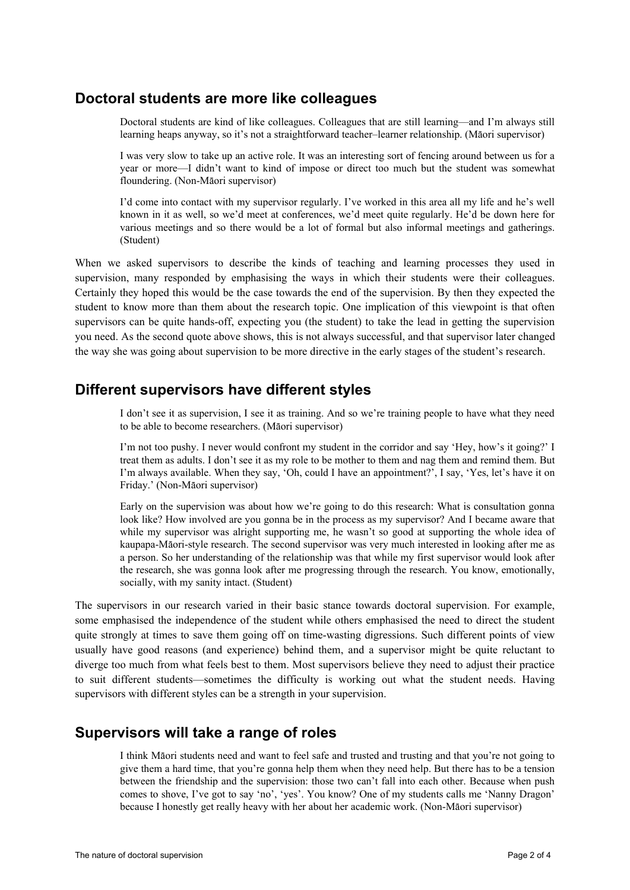## Doctoral students are more like colleagues

> Doctoral students are kind of like colleagues. Colleagues that are still learning—and I'm always still learning heaps anyway, so it's not a straightforward teacher–learner relationship. (Māori supervisor)

> I was very slow to take up an active role. It was an interesting sort of fencing around between us for a year or more—I didn't want to kind of impose or direct too much but the student was somewhat floundering. (Non-Māori supervisor)

> I'd come into contact with my supervisor regularly. I've worked in this area all my life and he's well known in it as well, so we'd meet at conferences, we'd meet quite regularly. He'd be down here for various meetings and so there would be a lot of formal but also informal meetings and gatherings. (Student)

When we asked supervisors to describe the kinds of teaching and learning processes they used in supervision, many responded by emphasising the ways in which their students were their colleagues. Certainly they hoped this would be the case towards the end of the supervision. By then they expected the student to know more than them about the research topic. One implication of this viewpoint is that often supervisors can be quite hands-off, expecting you (the student) to take the lead in getting the supervision you need. As the second quote above shows, this is not always successful, and that supervisor later changed the way she was going about supervision to be more directive in the early stages of the student's research.

## Different supervisors have different styles

> I don't see it as supervision, I see it as training. And so we're training people to have what they need to be able to become researchers. (Māori supervisor)

> I'm not too pushy. I never would confront my student in the corridor and say 'Hey, how's it going?' I treat them as adults. I don't see it as my role to be mother to them and nag them and remind them. But I'm always available. When they say, 'Oh, could I have an appointment?', I say, 'Yes, let's have it on Friday.' (Non-Māori supervisor)

> Early on the supervision was about how we're going to do this research: What is consultation gonna look like? How involved are you gonna be in the process as my supervisor? And I became aware that while my supervisor was alright supporting me, he wasn't so good at supporting the whole idea of kaupapa-Māori-style research. The second supervisor was very much interested in looking after me as a person. So her understanding of the relationship was that while my first supervisor would look after the research, she was gonna look after me progressing through the research. You know, emotionally, socially, with my sanity intact. (Student)

The supervisors in our research varied in their basic stance towards doctoral supervision. For example, some emphasised the independence of the student while others emphasised the need to direct the student quite strongly at times to save them going off on time-wasting digressions. Such different points of view usually have good reasons (and experience) behind them, and a supervisor might be quite reluctant to diverge too much from what feels best to them. Most supervisors believe they need to adjust their practice to suit different students—sometimes the difficulty is working out what the student needs. Having supervisors with different styles can be a strength in your supervision.

## Supervisors will take a range of roles

> I think Māori students need and want to feel safe and trusted and trusting and that you're not going to give them a hard time, that you're gonna help them when they need help. But there has to be a tension between the friendship and the supervision: those two can't fall into each other. Because when push comes to shove, I've got to say 'no', 'yes'. You know? One of my students calls me 'Nanny Dragon' because I honestly get really heavy with her about her academic work. (Non-Māori supervisor)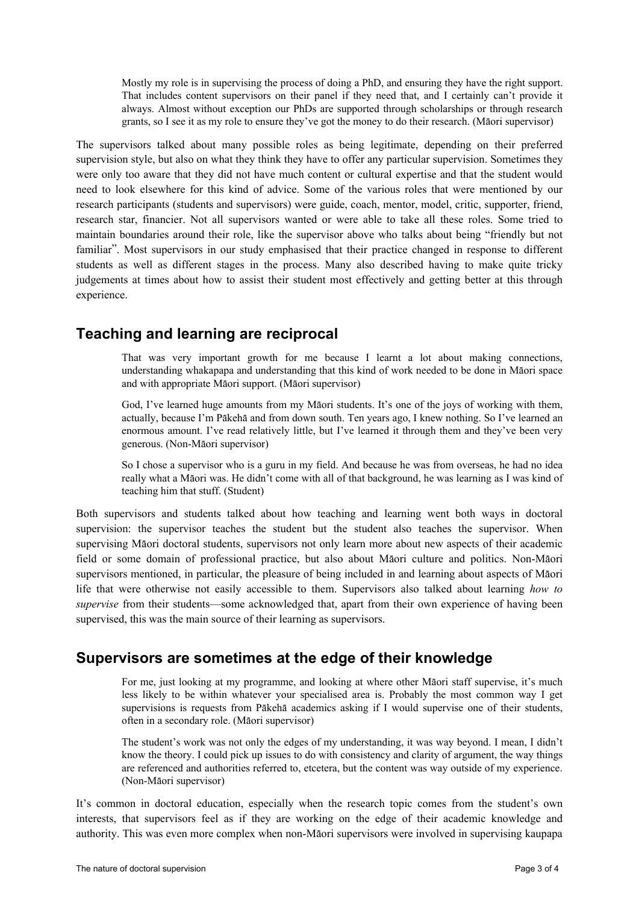> Mostly my role is in supervising the process of doing a PhD, and ensuring they have the right support. That includes content supervisors on their panel if they need that, and I certainly can't provide it always. Almost without exception our PhDs are supported through scholarships or through research grants, so I see it as my role to ensure they've got the money to do their research. (Māori supervisor)

The supervisors talked about many possible roles as being legitimate, depending on their preferred supervision style, but also on what they think they have to offer any particular supervision. Sometimes they were only too aware that they did not have much content or cultural expertise and that the student would need to look elsewhere for this kind of advice. Some of the various roles that were mentioned by our research participants (students and supervisors) were guide, coach, mentor, model, critic, supporter, friend, research star, financier. Not all supervisors wanted or were able to take all these roles. Some tried to maintain boundaries around their role, like the supervisor above who talks about being "friendly but not familiar". Most supervisors in our study emphasised that their practice changed in response to different students as well as different stages in the process. Many also described having to make quite tricky judgements at times about how to assist their student most effectively and getting better at this through experience.

## Teaching and learning are reciprocal

> That was very important growth for me because I learnt a lot about making connections, understanding whakapapa and understanding that this kind of work needed to be done in Māori space and with appropriate Māori support. (Māori supervisor)

> God, I've learned huge amounts from my Māori students. It's one of the joys of working with them, actually, because I'm Pākehā and from down south. Ten years ago, I knew nothing. So I've learned an enormous amount. I've read relatively little, but I've learned it through them and they've been very generous. (Non-Māori supervisor)

> So I chose a supervisor who is a guru in my field. And because he was from overseas, he had no idea really what a Māori was. He didn't come with all of that background, he was learning as I was kind of teaching him that stuff. (Student)

Both supervisors and students talked about how teaching and learning went both ways in doctoral supervision: the supervisor teaches the student but the student also teaches the supervisor. When supervising Māori doctoral students, supervisors not only learn more about new aspects of their academic field or some domain of professional practice, but also about Māori culture and politics. Non-Māori supervisors mentioned, in particular, the pleasure of being included in and learning about aspects of Māori life that were otherwise not easily accessible to them. Supervisors also talked about learning *how to supervise* from their students—some acknowledged that, apart from their own experience of having been supervised, this was the main source of their learning as supervisors.

## Supervisors are sometimes at the edge of their knowledge

> For me, just looking at my programme, and looking at where other Māori staff supervise, it's much less likely to be within whatever your specialised area is. Probably the most common way I get supervisions is requests from Pākehā academics asking if I would supervise one of their students, often in a secondary role. (Māori supervisor)

> The student's work was not only the edges of my understanding, it was way beyond. I mean, I didn't know the theory. I could pick up issues to do with consistency and clarity of argument, the way things are referenced and authorities referred to, etcetera, but the content was way outside of my experience. (Non-Māori supervisor)

It's common in doctoral education, especially when the research topic comes from the student's own interests, that supervisors feel as if they are working on the edge of their academic knowledge and authority. This was even more complex when non-Māori supervisors were involved in supervising kaupapa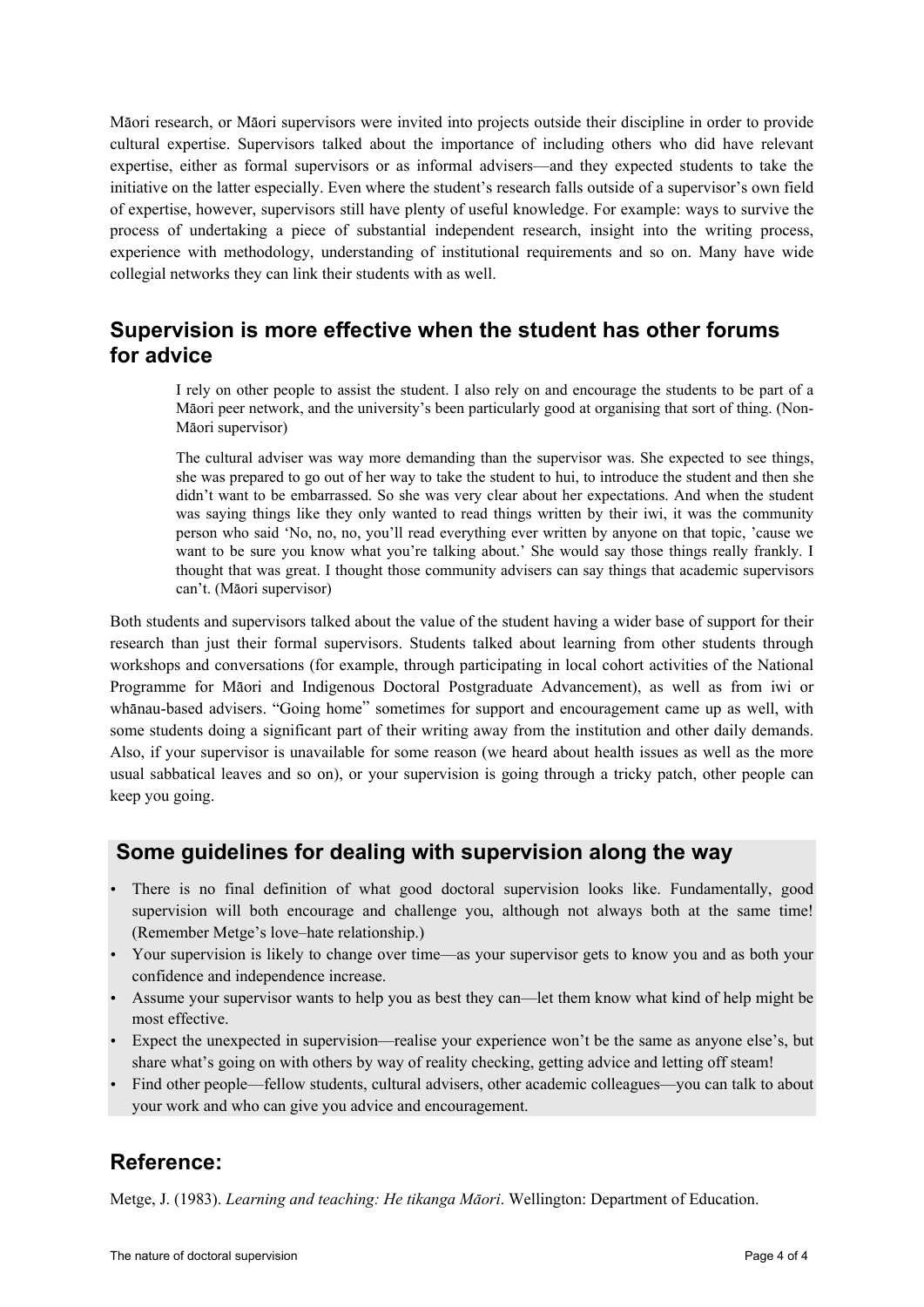Māori research, or Māori supervisors were invited into projects outside their discipline in order to provide cultural expertise. Supervisors talked about the importance of including others who did have relevant expertise, either as formal supervisors or as informal advisers—and they expected students to take the initiative on the latter especially. Even where the student's research falls outside of a supervisor's own field of expertise, however, supervisors still have plenty of useful knowledge. For example: ways to survive the process of undertaking a piece of substantial independent research, insight into the writing process, experience with methodology, understanding of institutional requirements and so on. Many have wide collegial networks they can link their students with as well.

## Supervision is more effective when the student has other forums for advice

> I rely on other people to assist the student. I also rely on and encourage the students to be part of a Māori peer network, and the university's been particularly good at organising that sort of thing. (Non-Māori supervisor)

> The cultural adviser was way more demanding than the supervisor was. She expected to see things, she was prepared to go out of her way to take the student to hui, to introduce the student and then she didn't want to be embarrassed. So she was very clear about her expectations. And when the student was saying things like they only wanted to read things written by their iwi, it was the community person who said 'No, no, no, you'll read everything ever written by anyone on that topic, 'cause we want to be sure you know what you're talking about.' She would say those things really frankly. I thought that was great. I thought those community advisers can say things that academic supervisors can't. (Māori supervisor)

Both students and supervisors talked about the value of the student having a wider base of support for their research than just their formal supervisors. Students talked about learning from other students through workshops and conversations (for example, through participating in local cohort activities of the National Programme for Māori and Indigenous Doctoral Postgraduate Advancement), as well as from iwi or whānau-based advisers. "Going home" sometimes for support and encouragement came up as well, with some students doing a significant part of their writing away from the institution and other daily demands. Also, if your supervisor is unavailable for some reason (we heard about health issues as well as the more usual sabbatical leaves and so on), or your supervision is going through a tricky patch, other people can keep you going.

## Some guidelines for dealing with supervision along the way

- There is no final definition of what good doctoral supervision looks like. Fundamentally, good supervision will both encourage and challenge you, although not always both at the same time! (Remember Metge's love–hate relationship.)
- Your supervision is likely to change over time—as your supervisor gets to know you and as both your confidence and independence increase.
- Assume your supervisor wants to help you as best they can—let them know what kind of help might be most effective.
- Expect the unexpected in supervision—realise your experience won't be the same as anyone else's, but share what's going on with others by way of reality checking, getting advice and letting off steam!
- Find other people—fellow students, cultural advisers, other academic colleagues—you can talk to about your work and who can give you advice and encouragement.

## Reference:

Metge, J. (1983). *Learning and teaching: He tikanga Māori*. Wellington: Department of Education.